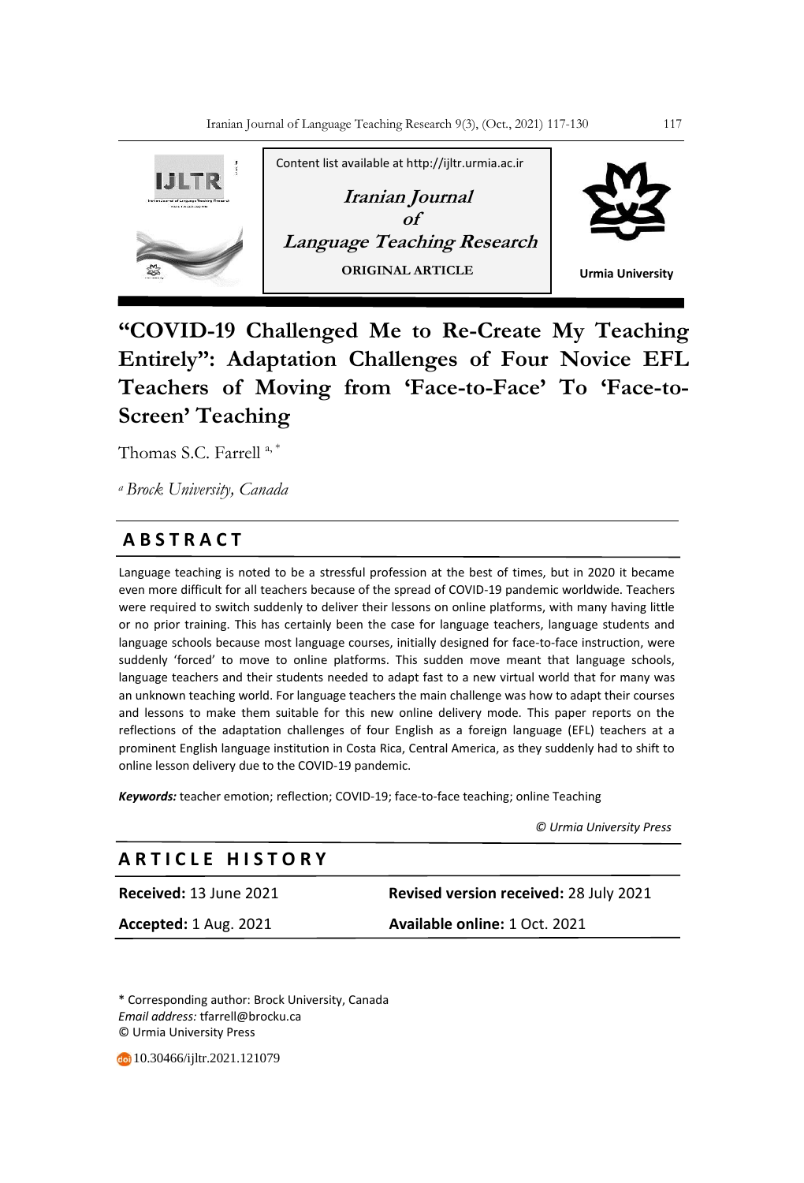Content list available at http://ijltr.urmia.ac.ir

**Iranian Journal of Language Teaching Research**

**ORIGINAL ARTICLE**

Urmia University

# "COVID-19 Challenged Me to Re-Create My Teaching Entirely": Adaptation Challenges of Four Novice EFL Teachers of Moving from 'Face-to-Face' To 'Face-to-Screen' Teaching

Thomas S.C. Farrell [a, *]

[a] *Brock University, Canada*

## ABSTRACT

Language teaching is noted to be a stressful profession at the best of times, but in 2020 it became even more difficult for all teachers because of the spread of COVID-19 pandemic worldwide. Teachers were required to switch suddenly to deliver their lessons on online platforms, with many having little or no prior training. This has certainly been the case for language teachers, language students and language schools because most language courses, initially designed for face-to-face instruction, were suddenly 'forced' to move to online platforms. This sudden move meant that language schools, language teachers and their students needed to adapt fast to a new virtual world that for many was an unknown teaching world. For language teachers the main challenge was how to adapt their courses and lessons to make them suitable for this new online delivery mode. This paper reports on the reflections of the adaptation challenges of four English as a foreign language (EFL) teachers at a prominent English language institution in Costa Rica, Central America, as they suddenly had to shift to online lesson delivery due to the COVID-19 pandemic.

***Keywords:*** teacher emotion; reflection; COVID-19; face-to-face teaching; online Teaching

*© Urmia University Press*

## ARTICLE HISTORY

**Received:** 13 June 2021 **Revised version received:** 28 July 2021

**Accepted:** 1 Aug. 2021 **Available online:** 1 Oct. 2021

\* Corresponding author: Brock University, Canada
*Email address:* tfarrell@brocku.ca
© Urmia University Press

10.30466/ijltr.2021.121079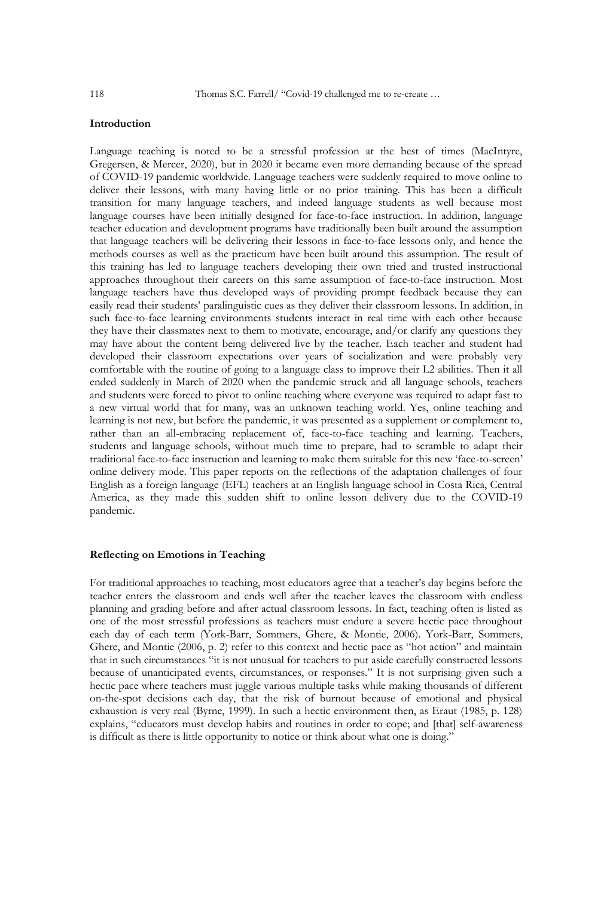## Introduction

Language teaching is noted to be a stressful profession at the best of times (MacIntyre, Gregersen, & Mercer, 2020), but in 2020 it became even more demanding because of the spread of COVID-19 pandemic worldwide. Language teachers were suddenly required to move online to deliver their lessons, with many having little or no prior training. This has been a difficult transition for many language teachers, and indeed language students as well because most language courses have been initially designed for face-to-face instruction. In addition, language teacher education and development programs have traditionally been built around the assumption that language teachers will be delivering their lessons in face-to-face lessons only, and hence the methods courses as well as the practicum have been built around this assumption. The result of this training has led to language teachers developing their own tried and trusted instructional approaches throughout their careers on this same assumption of face-to-face instruction. Most language teachers have thus developed ways of providing prompt feedback because they can easily read their students' paralinguistic cues as they deliver their classroom lessons. In addition, in such face-to-face learning environments students interact in real time with each other because they have their classmates next to them to motivate, encourage, and/or clarify any questions they may have about the content being delivered live by the teacher. Each teacher and student had developed their classroom expectations over years of socialization and were probably very comfortable with the routine of going to a language class to improve their L2 abilities. Then it all ended suddenly in March of 2020 when the pandemic struck and all language schools, teachers and students were forced to pivot to online teaching where everyone was required to adapt fast to a new virtual world that for many, was an unknown teaching world. Yes, online teaching and learning is not new, but before the pandemic, it was presented as a supplement or complement to, rather than an all-embracing replacement of, face-to-face teaching and learning. Teachers, students and language schools, without much time to prepare, had to scramble to adapt their traditional face-to-face instruction and learning to make them suitable for this new 'face-to-screen' online delivery mode. This paper reports on the reflections of the adaptation challenges of four English as a foreign language (EFL) teachers at an English language school in Costa Rica, Central America, as they made this sudden shift to online lesson delivery due to the COVID-19 pandemic.

## Reflecting on Emotions in Teaching

For traditional approaches to teaching, most educators agree that a teacher's day begins before the teacher enters the classroom and ends well after the teacher leaves the classroom with endless planning and grading before and after actual classroom lessons. In fact, teaching often is listed as one of the most stressful professions as teachers must endure a severe hectic pace throughout each day of each term (York-Barr, Sommers, Ghere, & Montie, 2006). York-Barr, Sommers, Ghere, and Montie (2006, p. 2) refer to this context and hectic pace as "hot action" and maintain that in such circumstances "it is not unusual for teachers to put aside carefully constructed lessons because of unanticipated events, circumstances, or responses." It is not surprising given such a hectic pace where teachers must juggle various multiple tasks while making thousands of different on-the-spot decisions each day, that the risk of burnout because of emotional and physical exhaustion is very real (Byrne, 1999). In such a hectic environment then, as Eraut (1985, p. 128) explains, "educators must develop habits and routines in order to cope; and [that] self-awareness is difficult as there is little opportunity to notice or think about what one is doing."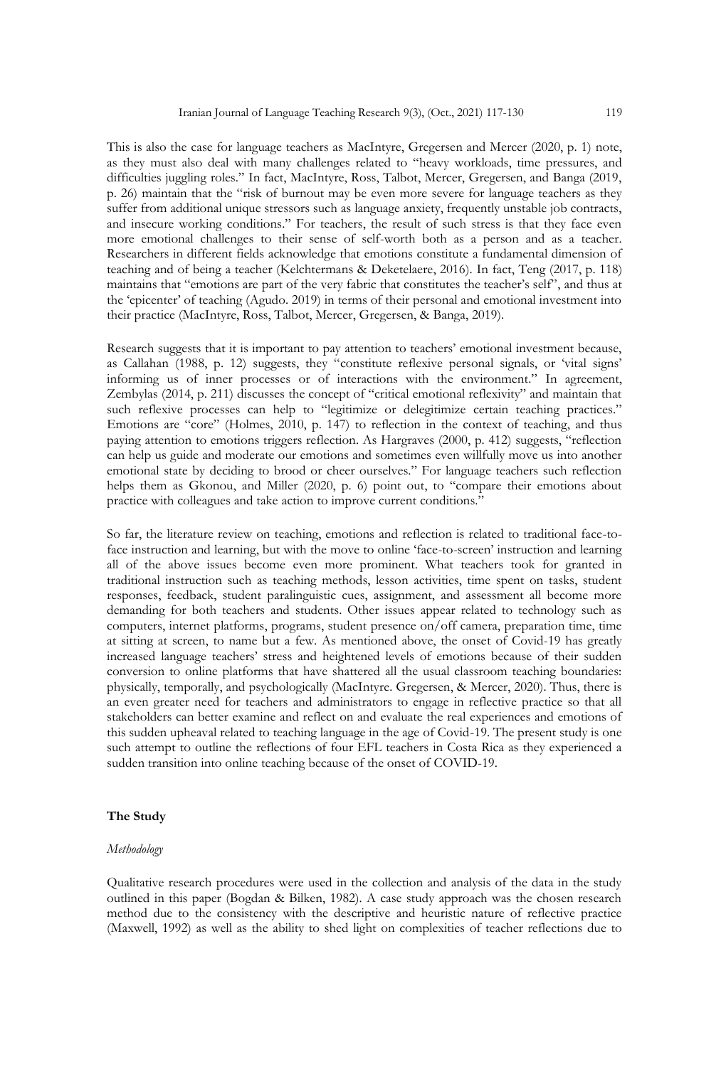This is also the case for language teachers as MacIntyre, Gregersen and Mercer (2020, p. 1) note, as they must also deal with many challenges related to "heavy workloads, time pressures, and difficulties juggling roles." In fact, MacIntyre, Ross, Talbot, Mercer, Gregersen, and Banga (2019, p. 26) maintain that the "risk of burnout may be even more severe for language teachers as they suffer from additional unique stressors such as language anxiety, frequently unstable job contracts, and insecure working conditions." For teachers, the result of such stress is that they face even more emotional challenges to their sense of self-worth both as a person and as a teacher. Researchers in different fields acknowledge that emotions constitute a fundamental dimension of teaching and of being a teacher (Kelchtermans & Deketelaere, 2016). In fact, Teng (2017, p. 118) maintains that "emotions are part of the very fabric that constitutes the teacher's self", and thus at the 'epicenter' of teaching (Agudo. 2019) in terms of their personal and emotional investment into their practice (MacIntyre, Ross, Talbot, Mercer, Gregersen, & Banga, 2019).

Research suggests that it is important to pay attention to teachers' emotional investment because, as Callahan (1988, p. 12) suggests, they "constitute reflexive personal signals, or 'vital signs' informing us of inner processes or of interactions with the environment." In agreement, Zembylas (2014, p. 211) discusses the concept of "critical emotional reflexivity" and maintain that such reflexive processes can help to "legitimize or delegitimize certain teaching practices." Emotions are "core" (Holmes, 2010, p. 147) to reflection in the context of teaching, and thus paying attention to emotions triggers reflection. As Hargraves (2000, p. 412) suggests, "reflection can help us guide and moderate our emotions and sometimes even willfully move us into another emotional state by deciding to brood or cheer ourselves." For language teachers such reflection helps them as Gkonou, and Miller (2020, p. 6) point out, to "compare their emotions about practice with colleagues and take action to improve current conditions."

So far, the literature review on teaching, emotions and reflection is related to traditional face-to-face instruction and learning, but with the move to online 'face-to-screen' instruction and learning all of the above issues become even more prominent. What teachers took for granted in traditional instruction such as teaching methods, lesson activities, time spent on tasks, student responses, feedback, student paralinguistic cues, assignment, and assessment all become more demanding for both teachers and students. Other issues appear related to technology such as computers, internet platforms, programs, student presence on/off camera, preparation time, time at sitting at screen, to name but a few. As mentioned above, the onset of Covid-19 has greatly increased language teachers' stress and heightened levels of emotions because of their sudden conversion to online platforms that have shattered all the usual classroom teaching boundaries: physically, temporally, and psychologically (MacIntyre. Gregersen, & Mercer, 2020). Thus, there is an even greater need for teachers and administrators to engage in reflective practice so that all stakeholders can better examine and reflect on and evaluate the real experiences and emotions of this sudden upheaval related to teaching language in the age of Covid-19. The present study is one such attempt to outline the reflections of four EFL teachers in Costa Rica as they experienced a sudden transition into online teaching because of the onset of COVID-19.

## The Study

### *Methodology*

Qualitative research procedures were used in the collection and analysis of the data in the study outlined in this paper (Bogdan & Bilken, 1982). A case study approach was the chosen research method due to the consistency with the descriptive and heuristic nature of reflective practice (Maxwell, 1992) as well as the ability to shed light on complexities of teacher reflections due to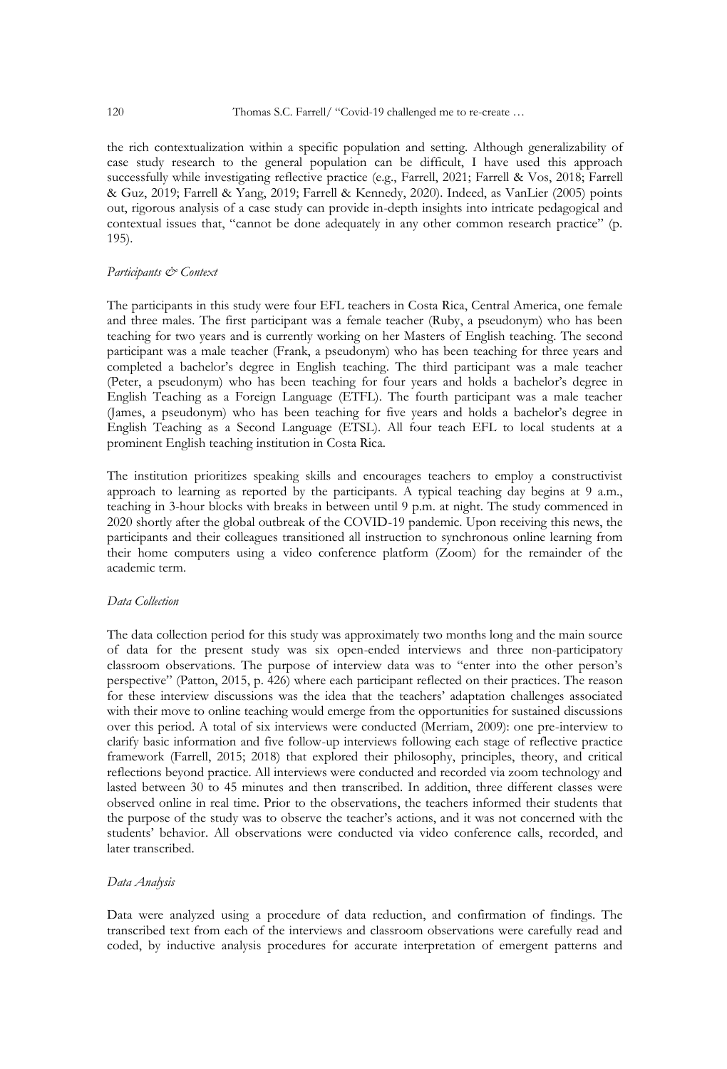the rich contextualization within a specific population and setting. Although generalizability of case study research to the general population can be difficult, I have used this approach successfully while investigating reflective practice (e.g., Farrell, 2021; Farrell & Vos, 2018; Farrell & Guz, 2019; Farrell & Yang, 2019; Farrell & Kennedy, 2020). Indeed, as VanLier (2005) points out, rigorous analysis of a case study can provide in-depth insights into intricate pedagogical and contextual issues that, "cannot be done adequately in any other common research practice" (p. 195).

*Participants & Context*

The participants in this study were four EFL teachers in Costa Rica, Central America, one female and three males. The first participant was a female teacher (Ruby, a pseudonym) who has been teaching for two years and is currently working on her Masters of English teaching. The second participant was a male teacher (Frank, a pseudonym) who has been teaching for three years and completed a bachelor's degree in English teaching. The third participant was a male teacher (Peter, a pseudonym) who has been teaching for four years and holds a bachelor's degree in English Teaching as a Foreign Language (ETFL). The fourth participant was a male teacher (James, a pseudonym) who has been teaching for five years and holds a bachelor's degree in English Teaching as a Second Language (ETSL). All four teach EFL to local students at a prominent English teaching institution in Costa Rica.

The institution prioritizes speaking skills and encourages teachers to employ a constructivist approach to learning as reported by the participants. A typical teaching day begins at 9 a.m., teaching in 3-hour blocks with breaks in between until 9 p.m. at night. The study commenced in 2020 shortly after the global outbreak of the COVID-19 pandemic. Upon receiving this news, the participants and their colleagues transitioned all instruction to synchronous online learning from their home computers using a video conference platform (Zoom) for the remainder of the academic term.

*Data Collection*

The data collection period for this study was approximately two months long and the main source of data for the present study was six open-ended interviews and three non-participatory classroom observations. The purpose of interview data was to "enter into the other person's perspective" (Patton, 2015, p. 426) where each participant reflected on their practices. The reason for these interview discussions was the idea that the teachers' adaptation challenges associated with their move to online teaching would emerge from the opportunities for sustained discussions over this period. A total of six interviews were conducted (Merriam, 2009): one pre-interview to clarify basic information and five follow-up interviews following each stage of reflective practice framework (Farrell, 2015; 2018) that explored their philosophy, principles, theory, and critical reflections beyond practice. All interviews were conducted and recorded via zoom technology and lasted between 30 to 45 minutes and then transcribed. In addition, three different classes were observed online in real time. Prior to the observations, the teachers informed their students that the purpose of the study was to observe the teacher's actions, and it was not concerned with the students' behavior. All observations were conducted via video conference calls, recorded, and later transcribed.

*Data Analysis*

Data were analyzed using a procedure of data reduction, and confirmation of findings. The transcribed text from each of the interviews and classroom observations were carefully read and coded, by inductive analysis procedures for accurate interpretation of emergent patterns and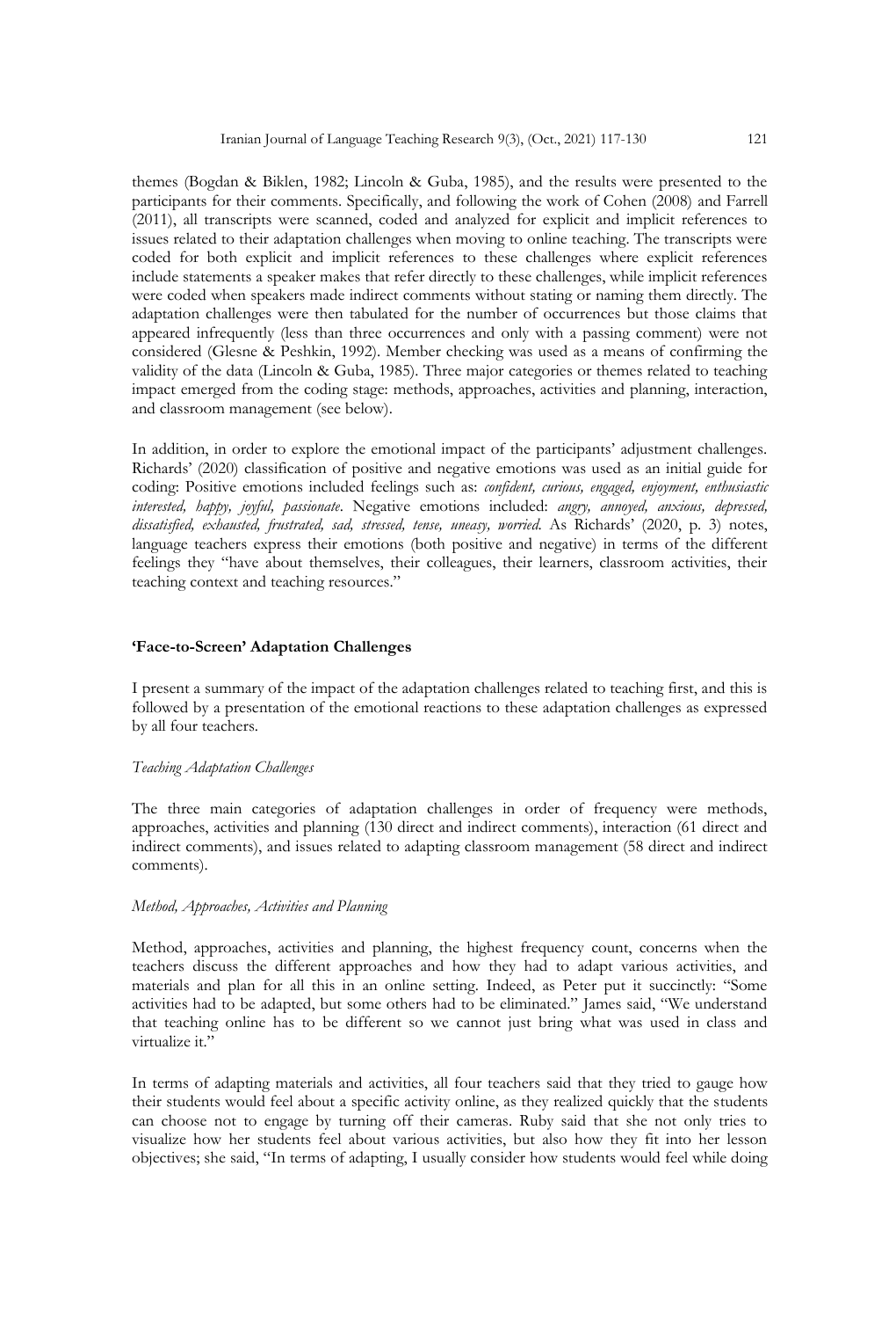themes (Bogdan & Biklen, 1982; Lincoln & Guba, 1985), and the results were presented to the participants for their comments. Specifically, and following the work of Cohen (2008) and Farrell (2011), all transcripts were scanned, coded and analyzed for explicit and implicit references to issues related to their adaptation challenges when moving to online teaching. The transcripts were coded for both explicit and implicit references to these challenges where explicit references include statements a speaker makes that refer directly to these challenges, while implicit references were coded when speakers made indirect comments without stating or naming them directly. The adaptation challenges were then tabulated for the number of occurrences but those claims that appeared infrequently (less than three occurrences and only with a passing comment) were not considered (Glesne & Peshkin, 1992). Member checking was used as a means of confirming the validity of the data (Lincoln & Guba, 1985). Three major categories or themes related to teaching impact emerged from the coding stage: methods, approaches, activities and planning, interaction, and classroom management (see below).

In addition, in order to explore the emotional impact of the participants' adjustment challenges. Richards' (2020) classification of positive and negative emotions was used as an initial guide for coding: Positive emotions included feelings such as: *confident, curious, engaged, enjoyment, enthusiastic interested, happy, joyful, passionate*. Negative emotions included: *angry, annoyed, anxious, depressed, dissatisfied, exhausted, frustrated, sad, stressed, tense, uneasy, worried*. As Richards' (2020, p. 3) notes, language teachers express their emotions (both positive and negative) in terms of the different feelings they "have about themselves, their colleagues, their learners, classroom activities, their teaching context and teaching resources."

## 'Face-to-Screen' Adaptation Challenges

I present a summary of the impact of the adaptation challenges related to teaching first, and this is followed by a presentation of the emotional reactions to these adaptation challenges as expressed by all four teachers.

### *Teaching Adaptation Challenges*

The three main categories of adaptation challenges in order of frequency were methods, approaches, activities and planning (130 direct and indirect comments), interaction (61 direct and indirect comments), and issues related to adapting classroom management (58 direct and indirect comments).

### *Method, Approaches, Activities and Planning*

Method, approaches, activities and planning, the highest frequency count, concerns when the teachers discuss the different approaches and how they had to adapt various activities, and materials and plan for all this in an online setting. Indeed, as Peter put it succinctly: "Some activities had to be adapted, but some others had to be eliminated." James said, "We understand that teaching online has to be different so we cannot just bring what was used in class and virtualize it."

In terms of adapting materials and activities, all four teachers said that they tried to gauge how their students would feel about a specific activity online, as they realized quickly that the students can choose not to engage by turning off their cameras. Ruby said that she not only tries to visualize how her students feel about various activities, but also how they fit into her lesson objectives; she said, "In terms of adapting, I usually consider how students would feel while doing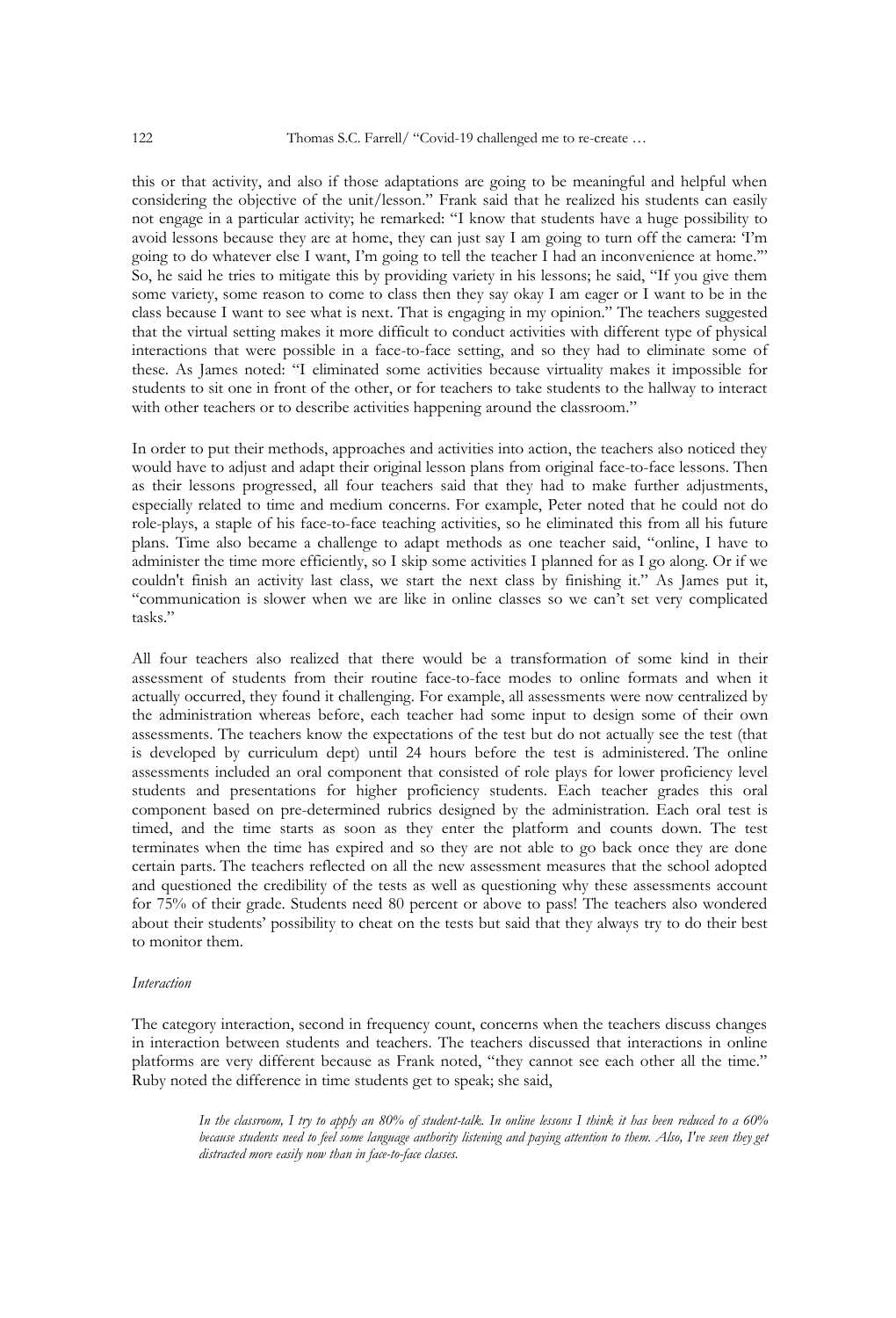this or that activity, and also if those adaptations are going to be meaningful and helpful when considering the objective of the unit/lesson." Frank said that he realized his students can easily not engage in a particular activity; he remarked: "I know that students have a huge possibility to avoid lessons because they are at home, they can just say I am going to turn off the camera: 'I'm going to do whatever else I want, I'm going to tell the teacher I had an inconvenience at home.'" So, he said he tries to mitigate this by providing variety in his lessons; he said, "If you give them some variety, some reason to come to class then they say okay I am eager or I want to be in the class because I want to see what is next. That is engaging in my opinion." The teachers suggested that the virtual setting makes it more difficult to conduct activities with different type of physical interactions that were possible in a face-to-face setting, and so they had to eliminate some of these. As James noted: "I eliminated some activities because virtuality makes it impossible for students to sit one in front of the other, or for teachers to take students to the hallway to interact with other teachers or to describe activities happening around the classroom."

In order to put their methods, approaches and activities into action, the teachers also noticed they would have to adjust and adapt their original lesson plans from original face-to-face lessons. Then as their lessons progressed, all four teachers said that they had to make further adjustments, especially related to time and medium concerns. For example, Peter noted that he could not do role-plays, a staple of his face-to-face teaching activities, so he eliminated this from all his future plans. Time also became a challenge to adapt methods as one teacher said, "online, I have to administer the time more efficiently, so I skip some activities I planned for as I go along. Or if we couldn't finish an activity last class, we start the next class by finishing it." As James put it, "communication is slower when we are like in online classes so we can't set very complicated tasks."

All four teachers also realized that there would be a transformation of some kind in their assessment of students from their routine face-to-face modes to online formats and when it actually occurred, they found it challenging. For example, all assessments were now centralized by the administration whereas before, each teacher had some input to design some of their own assessments. The teachers know the expectations of the test but do not actually see the test (that is developed by curriculum dept) until 24 hours before the test is administered. The online assessments included an oral component that consisted of role plays for lower proficiency level students and presentations for higher proficiency students. Each teacher grades this oral component based on pre-determined rubrics designed by the administration. Each oral test is timed, and the time starts as soon as they enter the platform and counts down. The test terminates when the time has expired and so they are not able to go back once they are done certain parts. The teachers reflected on all the new assessment measures that the school adopted and questioned the credibility of the tests as well as questioning why these assessments account for 75% of their grade. Students need 80 percent or above to pass! The teachers also wondered about their students' possibility to cheat on the tests but said that they always try to do their best to monitor them.

*Interaction*

The category interaction, second in frequency count, concerns when the teachers discuss changes in interaction between students and teachers. The teachers discussed that interactions in online platforms are very different because as Frank noted, "they cannot see each other all the time." Ruby noted the difference in time students get to speak; she said,

> *In the classroom, I try to apply an 80% of student-talk. In online lessons I think it has been reduced to a 60% because students need to feel some language authority listening and paying attention to them. Also, I've seen they get distracted more easily now than in face-to-face classes.*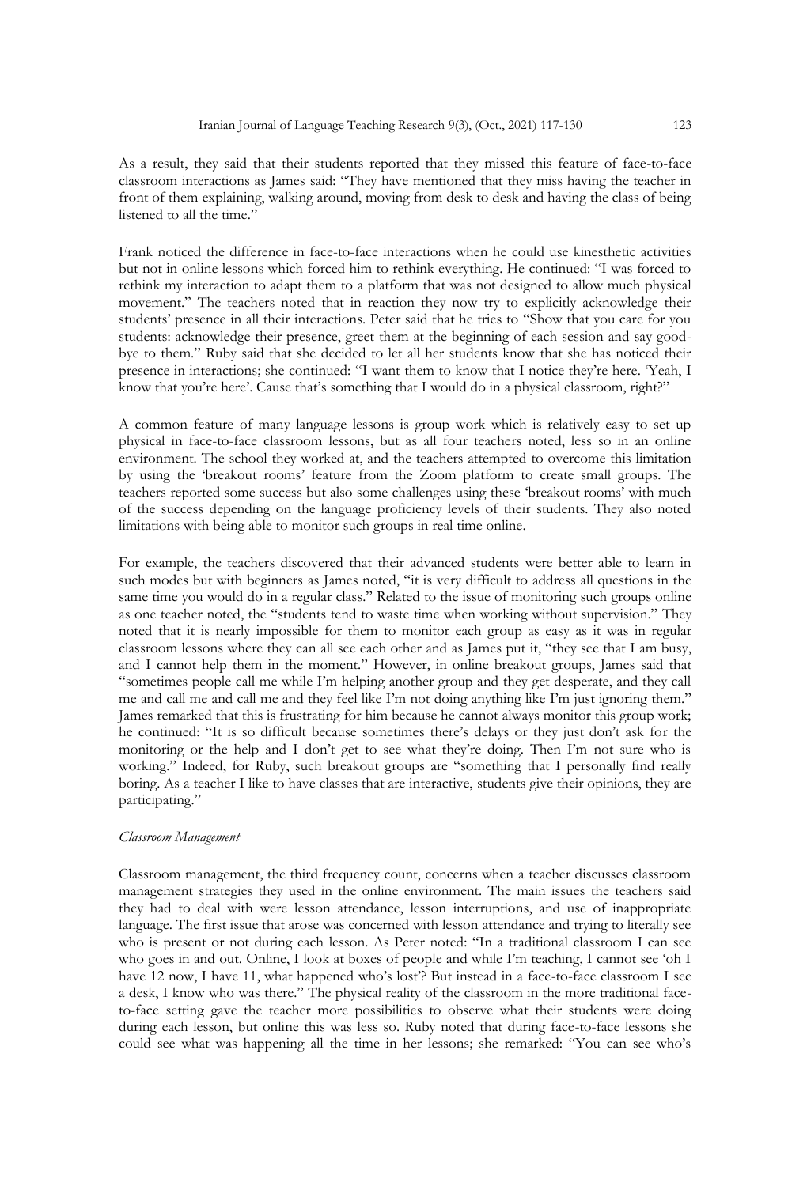As a result, they said that their students reported that they missed this feature of face-to-face classroom interactions as James said: "They have mentioned that they miss having the teacher in front of them explaining, walking around, moving from desk to desk and having the class of being listened to all the time."

Frank noticed the difference in face-to-face interactions when he could use kinesthetic activities but not in online lessons which forced him to rethink everything. He continued: "I was forced to rethink my interaction to adapt them to a platform that was not designed to allow much physical movement." The teachers noted that in reaction they now try to explicitly acknowledge their students' presence in all their interactions. Peter said that he tries to "Show that you care for you students: acknowledge their presence, greet them at the beginning of each session and say good-bye to them." Ruby said that she decided to let all her students know that she has noticed their presence in interactions; she continued: "I want them to know that I notice they're here. 'Yeah, I know that you're here'. Cause that's something that I would do in a physical classroom, right?"

A common feature of many language lessons is group work which is relatively easy to set up physical in face-to-face classroom lessons, but as all four teachers noted, less so in an online environment. The school they worked at, and the teachers attempted to overcome this limitation by using the 'breakout rooms' feature from the Zoom platform to create small groups. The teachers reported some success but also some challenges using these 'breakout rooms' with much of the success depending on the language proficiency levels of their students. They also noted limitations with being able to monitor such groups in real time online.

For example, the teachers discovered that their advanced students were better able to learn in such modes but with beginners as James noted, "it is very difficult to address all questions in the same time you would do in a regular class." Related to the issue of monitoring such groups online as one teacher noted, the "students tend to waste time when working without supervision." They noted that it is nearly impossible for them to monitor each group as easy as it was in regular classroom lessons where they can all see each other and as James put it, "they see that I am busy, and I cannot help them in the moment." However, in online breakout groups, James said that "sometimes people call me while I'm helping another group and they get desperate, and they call me and call me and call me and they feel like I'm not doing anything like I'm just ignoring them." James remarked that this is frustrating for him because he cannot always monitor this group work; he continued: "It is so difficult because sometimes there's delays or they just don't ask for the monitoring or the help and I don't get to see what they're doing. Then I'm not sure who is working." Indeed, for Ruby, such breakout groups are "something that I personally find really boring. As a teacher I like to have classes that are interactive, students give their opinions, they are participating."

*Classroom Management*

Classroom management, the third frequency count, concerns when a teacher discusses classroom management strategies they used in the online environment. The main issues the teachers said they had to deal with were lesson attendance, lesson interruptions, and use of inappropriate language. The first issue that arose was concerned with lesson attendance and trying to literally see who is present or not during each lesson. As Peter noted: "In a traditional classroom I can see who goes in and out. Online, I look at boxes of people and while I'm teaching, I cannot see 'oh I have 12 now, I have 11, what happened who's lost'? But instead in a face-to-face classroom I see a desk, I know who was there." The physical reality of the classroom in the more traditional face-to-face setting gave the teacher more possibilities to observe what their students were doing during each lesson, but online this was less so. Ruby noted that during face-to-face lessons she could see what was happening all the time in her lessons; she remarked: "You can see who's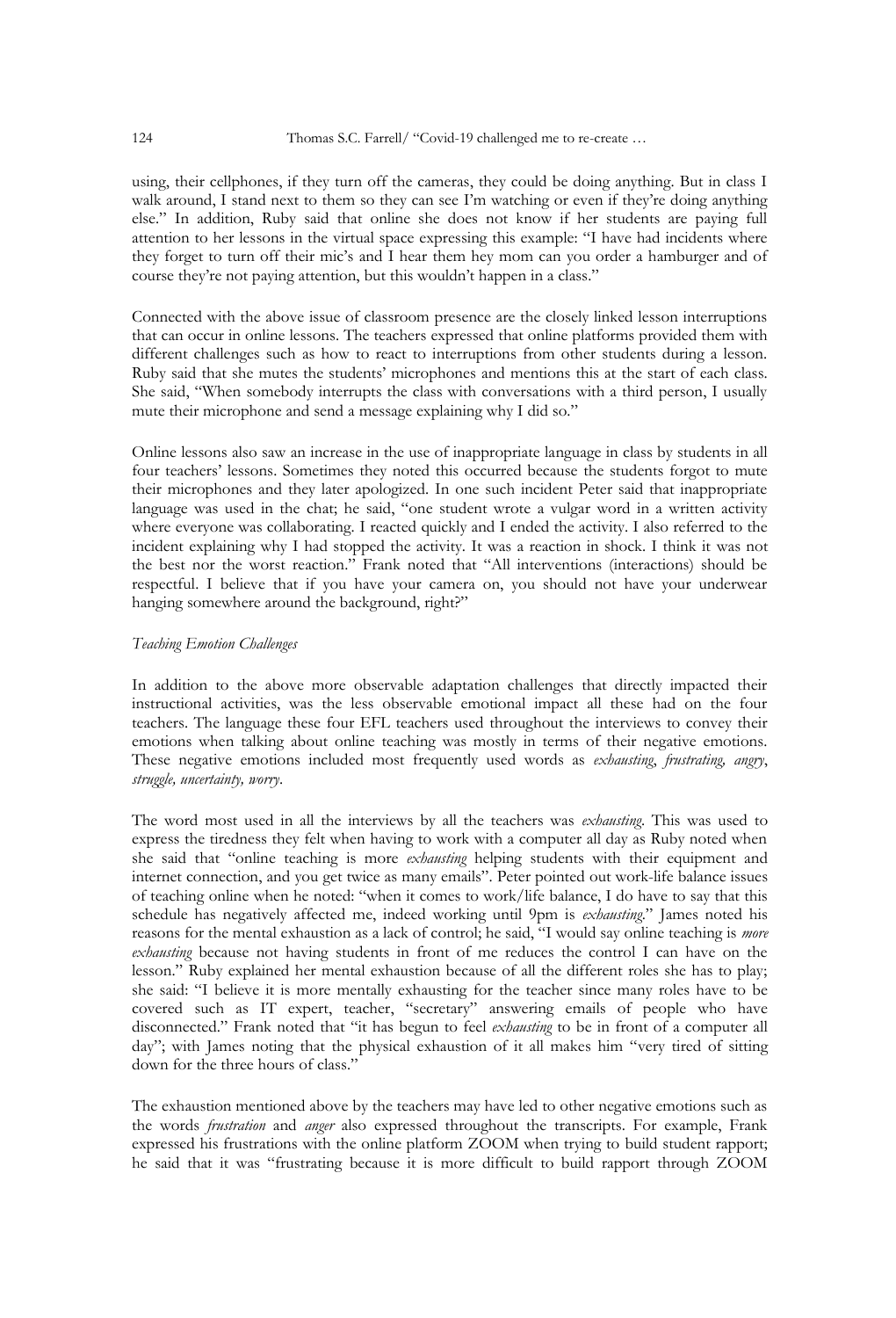using, their cellphones, if they turn off the cameras, they could be doing anything. But in class I walk around, I stand next to them so they can see I'm watching or even if they're doing anything else." In addition, Ruby said that online she does not know if her students are paying full attention to her lessons in the virtual space expressing this example: "I have had incidents where they forget to turn off their mic's and I hear them hey mom can you order a hamburger and of course they're not paying attention, but this wouldn't happen in a class."

Connected with the above issue of classroom presence are the closely linked lesson interruptions that can occur in online lessons. The teachers expressed that online platforms provided them with different challenges such as how to react to interruptions from other students during a lesson. Ruby said that she mutes the students' microphones and mentions this at the start of each class. She said, "When somebody interrupts the class with conversations with a third person, I usually mute their microphone and send a message explaining why I did so."

Online lessons also saw an increase in the use of inappropriate language in class by students in all four teachers' lessons. Sometimes they noted this occurred because the students forgot to mute their microphones and they later apologized. In one such incident Peter said that inappropriate language was used in the chat; he said, "one student wrote a vulgar word in a written activity where everyone was collaborating. I reacted quickly and I ended the activity. I also referred to the incident explaining why I had stopped the activity. It was a reaction in shock. I think it was not the best nor the worst reaction." Frank noted that "All interventions (interactions) should be respectful. I believe that if you have your camera on, you should not have your underwear hanging somewhere around the background, right?"

### *Teaching Emotion Challenges*

In addition to the above more observable adaptation challenges that directly impacted their instructional activities, was the less observable emotional impact all these had on the four teachers. The language these four EFL teachers used throughout the interviews to convey their emotions when talking about online teaching was mostly in terms of their negative emotions. These negative emotions included most frequently used words as *exhausting*, *frustrating*, *angry*, *struggle*, *uncertainty*, *worry*.

The word most used in all the interviews by all the teachers was *exhausting*. This was used to express the tiredness they felt when having to work with a computer all day as Ruby noted when she said that "online teaching is more *exhausting* helping students with their equipment and internet connection, and you get twice as many emails". Peter pointed out work-life balance issues of teaching online when he noted: "when it comes to work/life balance, I do have to say that this schedule has negatively affected me, indeed working until 9pm is *exhausting*." James noted his reasons for the mental exhaustion as a lack of control; he said, "I would say online teaching is *more exhausting* because not having students in front of me reduces the control I can have on the lesson." Ruby explained her mental exhaustion because of all the different roles she has to play; she said: "I believe it is more mentally exhausting for the teacher since many roles have to be covered such as IT expert, teacher, "secretary" answering emails of people who have disconnected." Frank noted that "it has begun to feel *exhausting* to be in front of a computer all day"; with James noting that the physical exhaustion of it all makes him "very tired of sitting down for the three hours of class."

The exhaustion mentioned above by the teachers may have led to other negative emotions such as the words *frustration* and *anger* also expressed throughout the transcripts. For example, Frank expressed his frustrations with the online platform ZOOM when trying to build student rapport; he said that it was "frustrating because it is more difficult to build rapport through ZOOM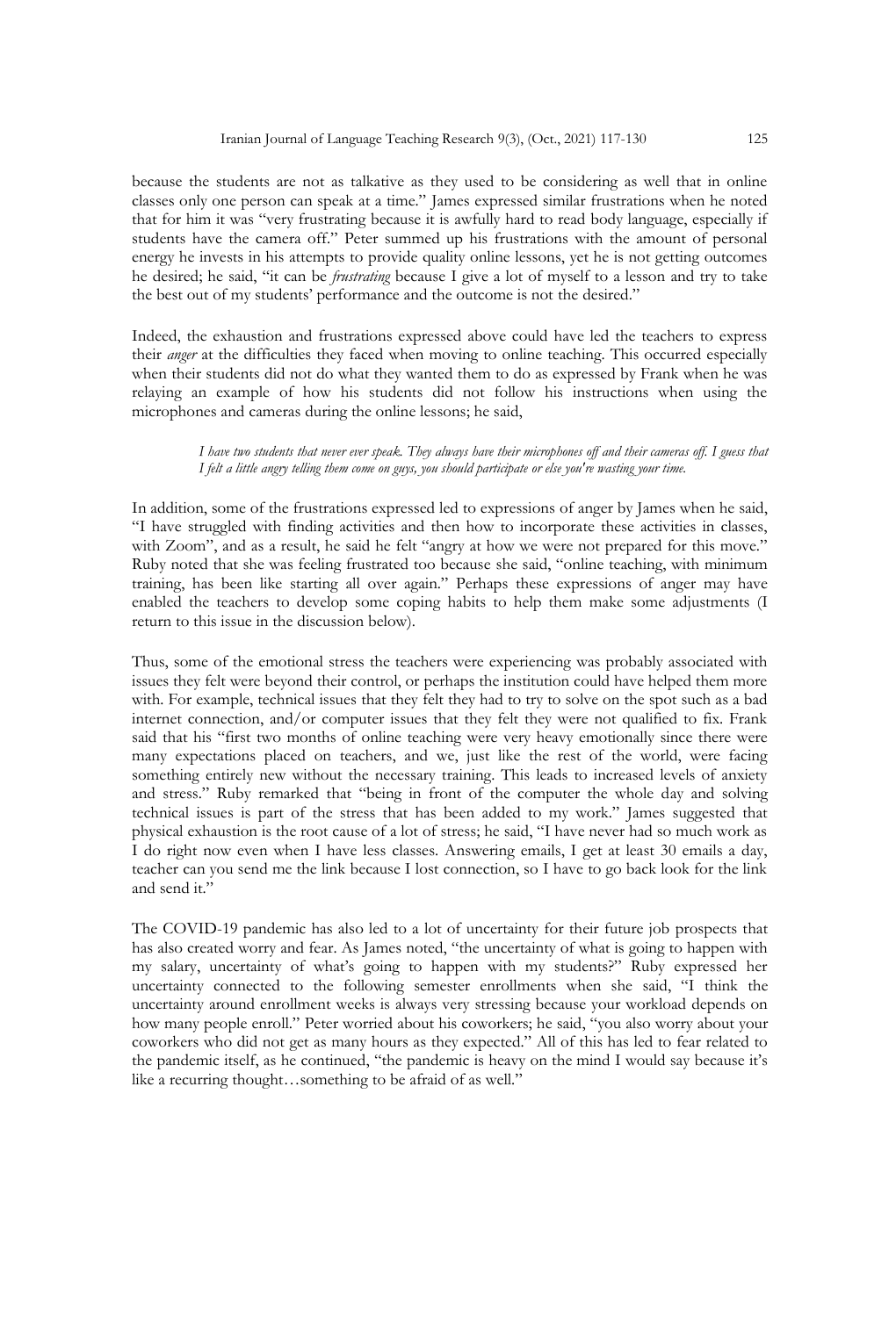because the students are not as talkative as they used to be considering as well that in online classes only one person can speak at a time." James expressed similar frustrations when he noted that for him it was "very frustrating because it is awfully hard to read body language, especially if students have the camera off." Peter summed up his frustrations with the amount of personal energy he invests in his attempts to provide quality online lessons, yet he is not getting outcomes he desired; he said, "it can be *frustrating* because I give a lot of myself to a lesson and try to take the best out of my students' performance and the outcome is not the desired."

Indeed, the exhaustion and frustrations expressed above could have led the teachers to express their *anger* at the difficulties they faced when moving to online teaching. This occurred especially when their students did not do what they wanted them to do as expressed by Frank when he was relaying an example of how his students did not follow his instructions when using the microphones and cameras during the online lessons; he said,

> *I have two students that never ever speak. They always have their microphones off and their cameras off. I guess that I felt a little angry telling them come on guys, you should participate or else you're wasting your time.*

In addition, some of the frustrations expressed led to expressions of anger by James when he said, "I have struggled with finding activities and then how to incorporate these activities in classes, with Zoom", and as a result, he said he felt "angry at how we were not prepared for this move." Ruby noted that she was feeling frustrated too because she said, "online teaching, with minimum training, has been like starting all over again." Perhaps these expressions of anger may have enabled the teachers to develop some coping habits to help them make some adjustments (I return to this issue in the discussion below).

Thus, some of the emotional stress the teachers were experiencing was probably associated with issues they felt were beyond their control, or perhaps the institution could have helped them more with. For example, technical issues that they felt they had to try to solve on the spot such as a bad internet connection, and/or computer issues that they felt they were not qualified to fix. Frank said that his "first two months of online teaching were very heavy emotionally since there were many expectations placed on teachers, and we, just like the rest of the world, were facing something entirely new without the necessary training. This leads to increased levels of anxiety and stress." Ruby remarked that "being in front of the computer the whole day and solving technical issues is part of the stress that has been added to my work." James suggested that physical exhaustion is the root cause of a lot of stress; he said, "I have never had so much work as I do right now even when I have less classes. Answering emails, I get at least 30 emails a day, teacher can you send me the link because I lost connection, so I have to go back look for the link and send it."

The COVID-19 pandemic has also led to a lot of uncertainty for their future job prospects that has also created worry and fear. As James noted, "the uncertainty of what is going to happen with my salary, uncertainty of what's going to happen with my students?" Ruby expressed her uncertainty connected to the following semester enrollments when she said, "I think the uncertainty around enrollment weeks is always very stressing because your workload depends on how many people enroll." Peter worried about his coworkers; he said, "you also worry about your coworkers who did not get as many hours as they expected." All of this has led to fear related to the pandemic itself, as he continued, "the pandemic is heavy on the mind I would say because it's like a recurring thought…something to be afraid of as well."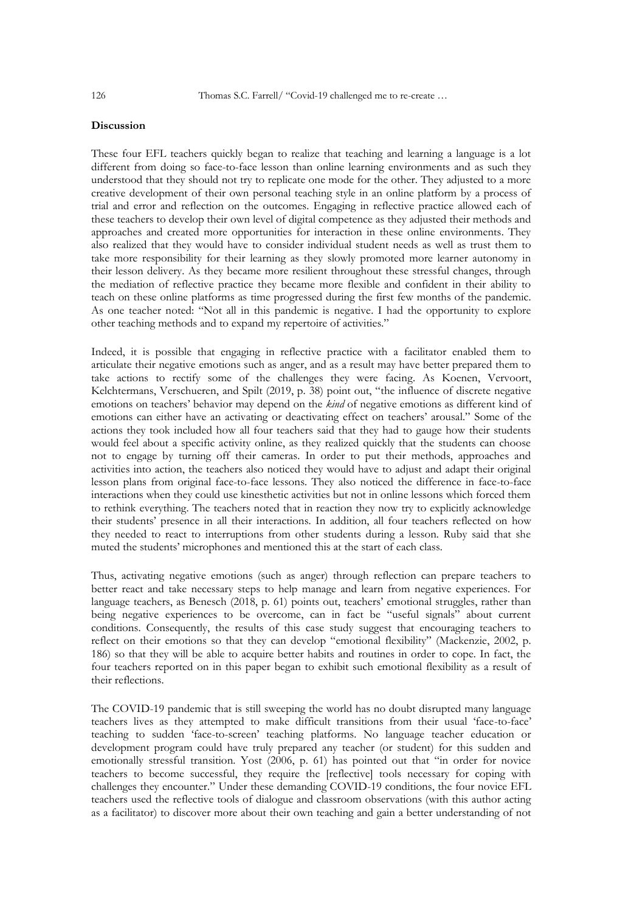**Discussion**

These four EFL teachers quickly began to realize that teaching and learning a language is a lot different from doing so face-to-face lesson than online learning environments and as such they understood that they should not try to replicate one mode for the other. They adjusted to a more creative development of their own personal teaching style in an online platform by a process of trial and error and reflection on the outcomes. Engaging in reflective practice allowed each of these teachers to develop their own level of digital competence as they adjusted their methods and approaches and created more opportunities for interaction in these online environments. They also realized that they would have to consider individual student needs as well as trust them to take more responsibility for their learning as they slowly promoted more learner autonomy in their lesson delivery. As they became more resilient throughout these stressful changes, through the mediation of reflective practice they became more flexible and confident in their ability to teach on these online platforms as time progressed during the first few months of the pandemic. As one teacher noted: "Not all in this pandemic is negative. I had the opportunity to explore other teaching methods and to expand my repertoire of activities."

Indeed, it is possible that engaging in reflective practice with a facilitator enabled them to articulate their negative emotions such as anger, and as a result may have better prepared them to take actions to rectify some of the challenges they were facing. As Koenen, Vervoort, Kelchtermans, Verschueren, and Spilt (2019, p. 38) point out, "the influence of discrete negative emotions on teachers' behavior may depend on the *kind* of negative emotions as different kind of emotions can either have an activating or deactivating effect on teachers' arousal." Some of the actions they took included how all four teachers said that they had to gauge how their students would feel about a specific activity online, as they realized quickly that the students can choose not to engage by turning off their cameras. In order to put their methods, approaches and activities into action, the teachers also noticed they would have to adjust and adapt their original lesson plans from original face-to-face lessons. They also noticed the difference in face-to-face interactions when they could use kinesthetic activities but not in online lessons which forced them to rethink everything. The teachers noted that in reaction they now try to explicitly acknowledge their students' presence in all their interactions. In addition, all four teachers reflected on how they needed to react to interruptions from other students during a lesson. Ruby said that she muted the students' microphones and mentioned this at the start of each class.

Thus, activating negative emotions (such as anger) through reflection can prepare teachers to better react and take necessary steps to help manage and learn from negative experiences. For language teachers, as Benesch (2018, p. 61) points out, teachers' emotional struggles, rather than being negative experiences to be overcome, can in fact be "useful signals" about current conditions. Consequently, the results of this case study suggest that encouraging teachers to reflect on their emotions so that they can develop "emotional flexibility" (Mackenzie, 2002, p. 186) so that they will be able to acquire better habits and routines in order to cope. In fact, the four teachers reported on in this paper began to exhibit such emotional flexibility as a result of their reflections.

The COVID-19 pandemic that is still sweeping the world has no doubt disrupted many language teachers lives as they attempted to make difficult transitions from their usual 'face-to-face' teaching to sudden 'face-to-screen' teaching platforms. No language teacher education or development program could have truly prepared any teacher (or student) for this sudden and emotionally stressful transition. Yost (2006, p. 61) has pointed out that "in order for novice teachers to become successful, they require the [reflective] tools necessary for coping with challenges they encounter." Under these demanding COVID-19 conditions, the four novice EFL teachers used the reflective tools of dialogue and classroom observations (with this author acting as a facilitator) to discover more about their own teaching and gain a better understanding of not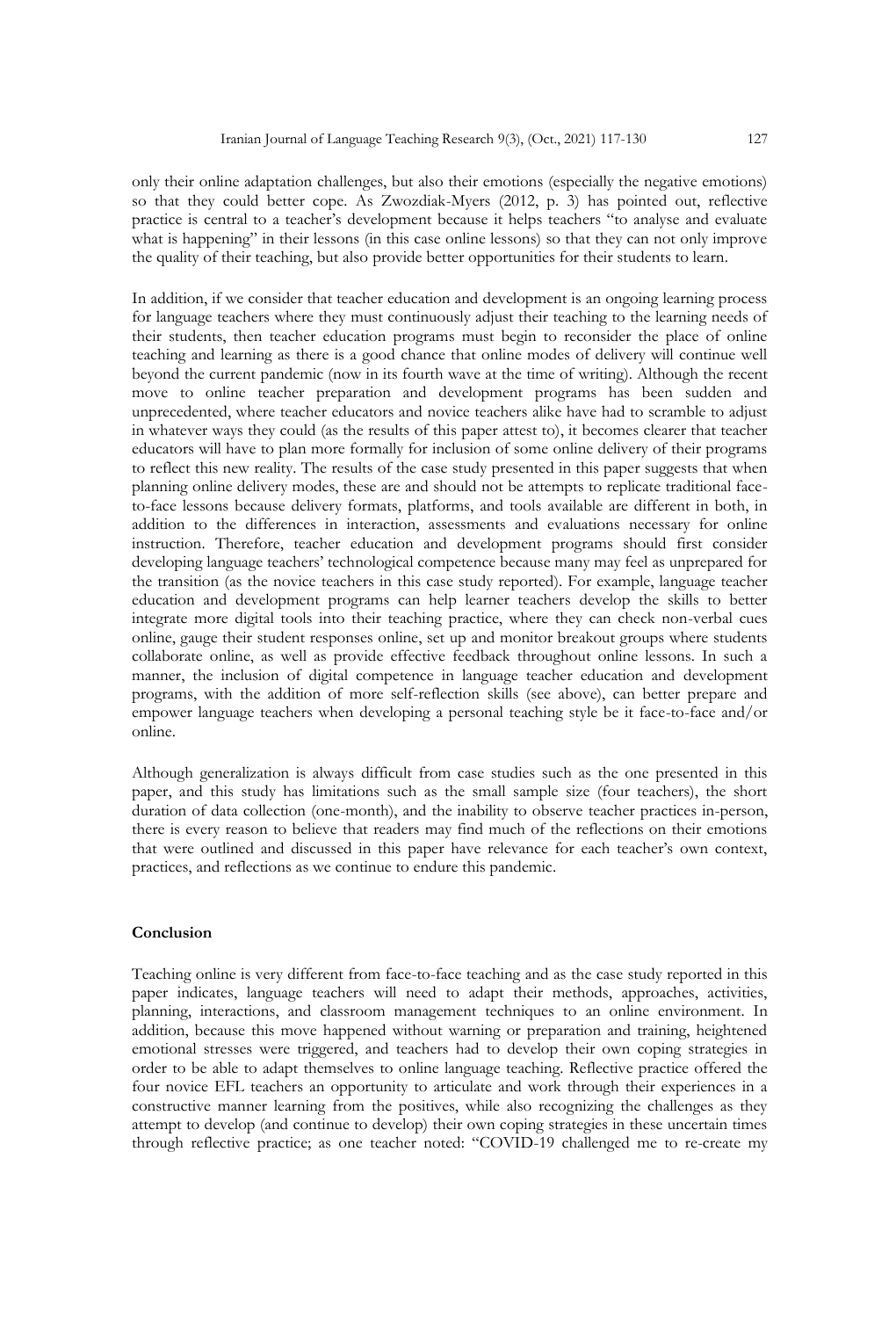only their online adaptation challenges, but also their emotions (especially the negative emotions) so that they could better cope. As Zwozdiak-Myers (2012, p. 3) has pointed out, reflective practice is central to a teacher's development because it helps teachers "to analyse and evaluate what is happening" in their lessons (in this case online lessons) so that they can not only improve the quality of their teaching, but also provide better opportunities for their students to learn.

In addition, if we consider that teacher education and development is an ongoing learning process for language teachers where they must continuously adjust their teaching to the learning needs of their students, then teacher education programs must begin to reconsider the place of online teaching and learning as there is a good chance that online modes of delivery will continue well beyond the current pandemic (now in its fourth wave at the time of writing). Although the recent move to online teacher preparation and development programs has been sudden and unprecedented, where teacher educators and novice teachers alike have had to scramble to adjust in whatever ways they could (as the results of this paper attest to), it becomes clearer that teacher educators will have to plan more formally for inclusion of some online delivery of their programs to reflect this new reality. The results of the case study presented in this paper suggests that when planning online delivery modes, these are and should not be attempts to replicate traditional face-to-face lessons because delivery formats, platforms, and tools available are different in both, in addition to the differences in interaction, assessments and evaluations necessary for online instruction. Therefore, teacher education and development programs should first consider developing language teachers' technological competence because many may feel as unprepared for the transition (as the novice teachers in this case study reported). For example, language teacher education and development programs can help learner teachers develop the skills to better integrate more digital tools into their teaching practice, where they can check non-verbal cues online, gauge their student responses online, set up and monitor breakout groups where students collaborate online, as well as provide effective feedback throughout online lessons. In such a manner, the inclusion of digital competence in language teacher education and development programs, with the addition of more self-reflection skills (see above), can better prepare and empower language teachers when developing a personal teaching style be it face-to-face and/or online.

Although generalization is always difficult from case studies such as the one presented in this paper, and this study has limitations such as the small sample size (four teachers), the short duration of data collection (one-month), and the inability to observe teacher practices in-person, there is every reason to believe that readers may find much of the reflections on their emotions that were outlined and discussed in this paper have relevance for each teacher's own context, practices, and reflections as we continue to endure this pandemic.

## Conclusion

Teaching online is very different from face-to-face teaching and as the case study reported in this paper indicates, language teachers will need to adapt their methods, approaches, activities, planning, interactions, and classroom management techniques to an online environment. In addition, because this move happened without warning or preparation and training, heightened emotional stresses were triggered, and teachers had to develop their own coping strategies in order to be able to adapt themselves to online language teaching. Reflective practice offered the four novice EFL teachers an opportunity to articulate and work through their experiences in a constructive manner learning from the positives, while also recognizing the challenges as they attempt to develop (and continue to develop) their own coping strategies in these uncertain times through reflective practice; as one teacher noted: "COVID-19 challenged me to re-create my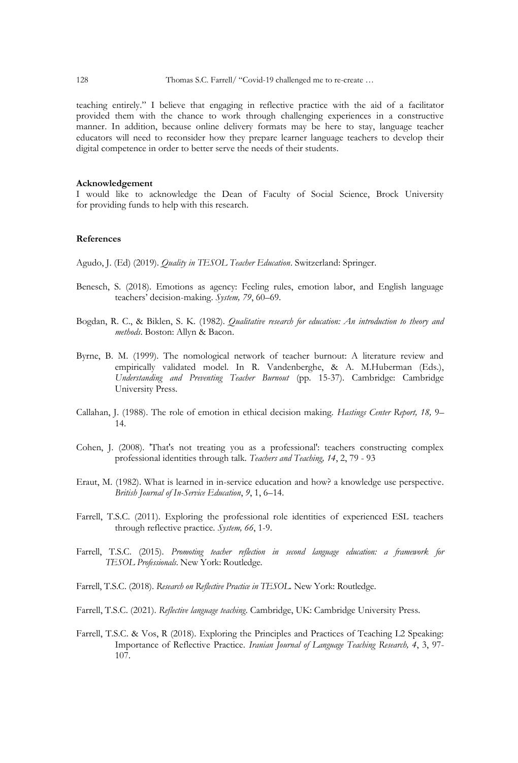teaching entirely." I believe that engaging in reflective practice with the aid of a facilitator provided them with the chance to work through challenging experiences in a constructive manner. In addition, because online delivery formats may be here to stay, language teacher educators will need to reconsider how they prepare learner language teachers to develop their digital competence in order to better serve the needs of their students.

**Acknowledgement**

I would like to acknowledge the Dean of Faculty of Social Science, Brock University for providing funds to help with this research.

**References**

Agudo, J. (Ed) (2019). *Quality in TESOL Teacher Education*. Switzerland: Springer.

Benesch, S. (2018). Emotions as agency: Feeling rules, emotion labor, and English language teachers' decision-making. *System, 79*, 60–69.

Bogdan, R. C., & Biklen, S. K. (1982). *Qualitative research for education: An introduction to theory and methods*. Boston: Allyn & Bacon.

Byrne, B. M. (1999). The nomological network of teacher burnout: A literature review and empirically validated model. In R. Vandenberghe, & A. M.Huberman (Eds.), *Understanding and Preventing Teacher Burnout* (pp. 15-37). Cambridge: Cambridge University Press.

Callahan, J. (1988). The role of emotion in ethical decision making. *Hastings Center Report, 18,* 9–14.

Cohen, J. (2008). 'That's not treating you as a professional': teachers constructing complex professional identities through talk. *Teachers and Teaching, 14*, 2, 79 - 93

Eraut, M. (1982). What is learned in in-service education and how? a knowledge use perspective. *British Journal of In-Service Education*, *9*, 1, 6–14.

Farrell, T.S.C. (2011). Exploring the professional role identities of experienced ESL teachers through reflective practice. *System, 66*, 1-9.

Farrell, T.S.C. (2015). *Promoting teacher reflection in second language education: a framework for TESOL Professionals*. New York: Routledge.

Farrell, T.S.C. (2018). *Research on Reflective Practice in TESOL.* New York: Routledge.

Farrell, T.S.C. (2021). *Reflective language teaching*. Cambridge, UK: Cambridge University Press.

Farrell, T.S.C. & Vos, R (2018). Exploring the Principles and Practices of Teaching L2 Speaking: Importance of Reflective Practice. *Iranian Journal of Language Teaching Research, 4*, 3, 97-107.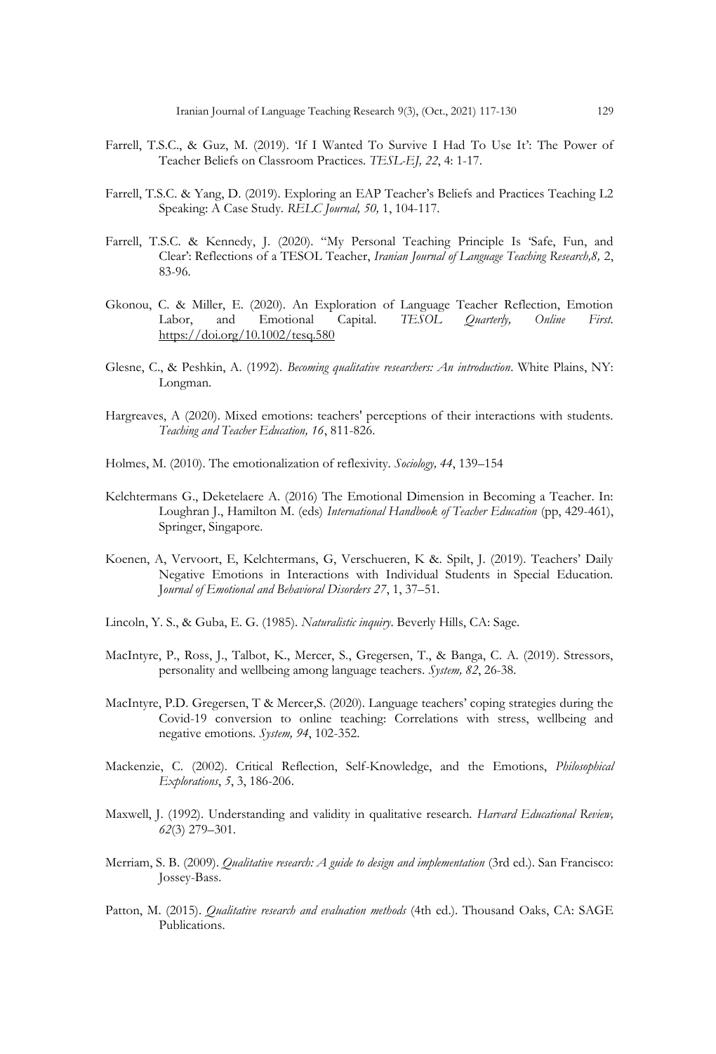Farrell, T.S.C., & Guz, M. (2019). 'If I Wanted To Survive I Had To Use It': The Power of Teacher Beliefs on Classroom Practices. *TESL-EJ, 22*, 4: 1-17.

Farrell, T.S.C. & Yang, D. (2019). Exploring an EAP Teacher's Beliefs and Practices Teaching L2 Speaking: A Case Study. *RELC Journal, 50,* 1, 104-117.

Farrell, T.S.C. & Kennedy, J. (2020). "My Personal Teaching Principle Is 'Safe, Fun, and Clear': Reflections of a TESOL Teacher, *Iranian Journal of Language Teaching Research,8,* 2, 83-96.

Gkonou, C. & Miller, E. (2020). An Exploration of Language Teacher Reflection, Emotion Labor, and Emotional Capital. *TESOL Quarterly, Online First.* https://doi.org/10.1002/tesq.580

Glesne, C., & Peshkin, A. (1992). *Becoming qualitative researchers: An introduction*. White Plains, NY: Longman.

Hargreaves, A (2020). Mixed emotions: teachers' perceptions of their interactions with students. *Teaching and Teacher Education, 16*, 811-826.

Holmes, M. (2010). The emotionalization of reflexivity. *Sociology, 44*, 139–154

Kelchtermans G., Deketelaere A. (2016) The Emotional Dimension in Becoming a Teacher. In: Loughran J., Hamilton M. (eds) *International Handbook of Teacher Education* (pp, 429-461), Springer, Singapore.

Koenen, A, Vervoort, E, Kelchtermans, G, Verschueren, K &. Spilt, J. (2019). Teachers' Daily Negative Emotions in Interactions with Individual Students in Special Education. *Journal of Emotional and Behavioral Disorders 27*, 1, 37–51.

Lincoln, Y. S., & Guba, E. G. (1985). *Naturalistic inquiry*. Beverly Hills, CA: Sage.

MacIntyre, P., Ross, J., Talbot, K., Mercer, S., Gregersen, T., & Banga, C. A. (2019). Stressors, personality and wellbeing among language teachers. *System, 82*, 26-38.

MacIntyre, P.D. Gregersen, T & Mercer,S. (2020). Language teachers' coping strategies during the Covid-19 conversion to online teaching: Correlations with stress, wellbeing and negative emotions. *System, 94*, 102-352.

Mackenzie, C. (2002). Critical Reflection, Self-Knowledge, and the Emotions, *Philosophical Explorations*, *5*, 3, 186-206.

Maxwell, J. (1992). Understanding and validity in qualitative research. *Harvard Educational Review, 62*(3) 279–301.

Merriam, S. B. (2009). *Qualitative research: A guide to design and implementation* (3rd ed.). San Francisco: Jossey-Bass.

Patton, M. (2015). *Qualitative research and evaluation methods* (4th ed.). Thousand Oaks, CA: SAGE Publications.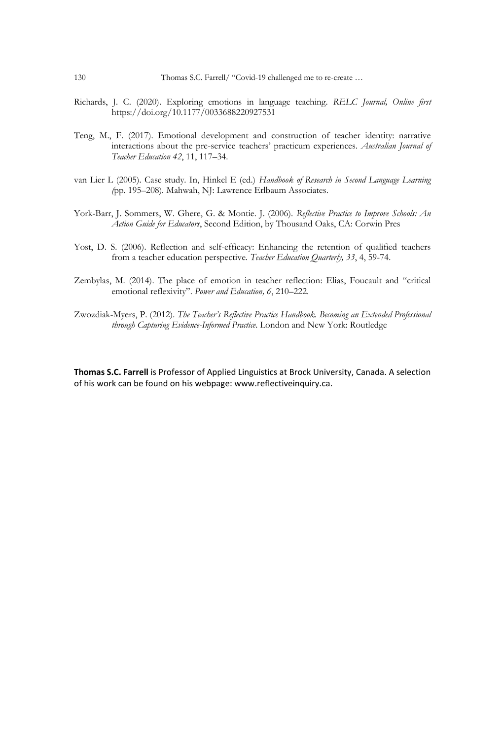Richards, J. C. (2020). Exploring emotions in language teaching. *RELC Journal, Online first* https://doi.org/10.1177/0033688220927531

Teng, M., F. (2017). Emotional development and construction of teacher identity: narrative interactions about the pre-service teachers' practicum experiences. *Australian Journal of Teacher Education 42*, 11, 117–34.

van Lier L (2005). Case study. In, Hinkel E (ed.) *Handbook of Research in Second Language Learning (*pp. 195–208). Mahwah, NJ: Lawrence Erlbaum Associates.

York-Barr, J. Sommers, W. Ghere, G. & Montie. J. (2006). *Reflective Practice to Improve Schools: An Action Guide for Educators*, Second Edition, by Thousand Oaks, CA: Corwin Pres

Yost, D. S. (2006). Reflection and self-efficacy: Enhancing the retention of qualified teachers from a teacher education perspective. *Teacher Education Quarterly, 33*, 4, 59-74.

Zembylas, M. (2014). The place of emotion in teacher reflection: Elias, Foucault and "critical emotional reflexivity". *Power and Education, 6*, 210–222.

Zwozdiak-Myers, P. (2012). *The Teacher's Reflective Practice Handbook. Becoming an Extended Professional through Capturing Evidence-Informed Practice*. London and New York: Routledge

**Thomas S.C. Farrell** is Professor of Applied Linguistics at Brock University, Canada. A selection of his work can be found on his webpage: www.reflectiveinquiry.ca.